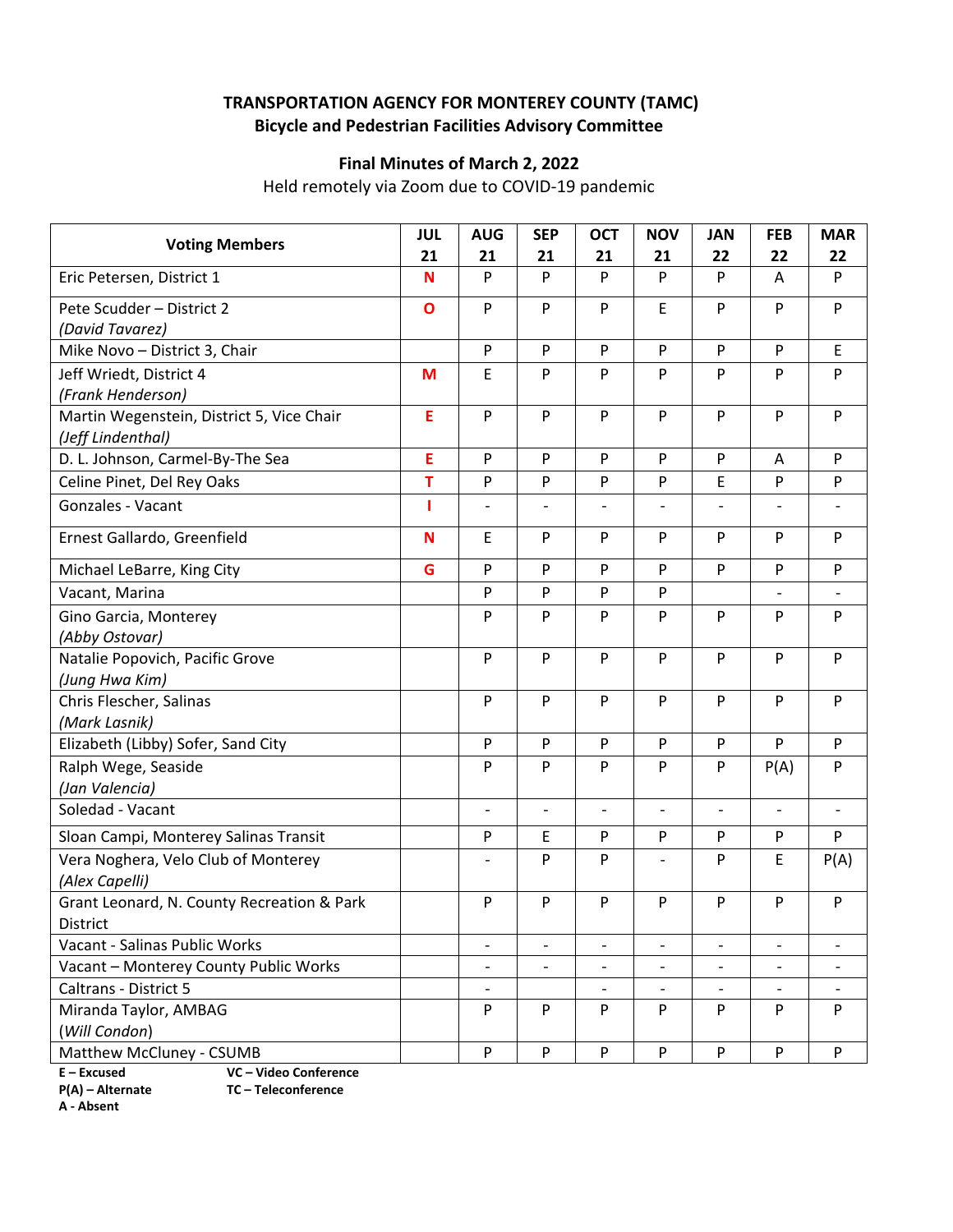**TRANSPORTATION AGENCY FOR MONTEREY COUNTY (TAMC)**
**Bicycle and Pedestrian Facilities Advisory Committee**

**Final Minutes of March 2, 2022**
Held remotely via Zoom due to COVID-19 pandemic

| Voting Members | JUL 21 | AUG 21 | SEP 21 | OCT 21 | NOV 21 | JAN 22 | FEB 22 | MAR 22 |
|---|---|---|---|---|---|---|---|---|
| Eric Petersen, District 1 | N | P | P | P | P | P | A | P |
| Pete Scudder – District 2 *(David Tavarez)* | O | P | P | P | E | P | P | P |
| Mike Novo – District 3, Chair | | P | P | P | P | P | P | E |
| Jeff Wriedt, District 4 *(Frank Henderson)* | M | E | P | P | P | P | P | P |
| Martin Wegenstein, District 5, Vice Chair *(Jeff Lindenthal)* | E | P | P | P | P | P | P | P |
| D. L. Johnson, Carmel-By-The Sea | E | P | P | P | P | P | A | P |
| Celine Pinet, Del Rey Oaks | T | P | P | P | P | E | P | P |
| Gonzales - Vacant | I | - | - | - | - | - | - | - |
| Ernest Gallardo, Greenfield | N | E | P | P | P | P | P | P |
| Michael LeBarre, King City | G | P | P | P | P | P | P | P |
| Vacant, Marina | | P | P | P | P | | - | - |
| Gino Garcia, Monterey *(Abby Ostovar)* | | P | P | P | P | P | P | P |
| Natalie Popovich, Pacific Grove *(Jung Hwa Kim)* | | P | P | P | P | P | P | P |
| Chris Flescher, Salinas *(Mark Lasnik)* | | P | P | P | P | P | P | P |
| Elizabeth (Libby) Sofer, Sand City | | P | P | P | P | P | P | P |
| Ralph Wege, Seaside *(Jan Valencia)* | | P | P | P | P | P | P(A) | P |
| Soledad - Vacant | | - | - | - | - | - | - | - |
| Sloan Campi, Monterey Salinas Transit | | P | E | P | P | P | P | P |
| Vera Noghera, Velo Club of Monterey *(Alex Capelli)* | | - | P | P | - | P | E | P(A) |
| Grant Leonard, N. County Recreation & Park District | | P | P | P | P | P | P | P |
| Vacant - Salinas Public Works | | - | - | - | - | - | - | - |
| Vacant – Monterey County Public Works | | - | - | - | - | - | - | - |
| Caltrans - District 5 | | - | | - | - | - | - | - |
| Miranda Taylor, AMBAG *(Will Condon)* | | P | P | P | P | P | P | P |
| Matthew McCluney - CSUMB | | P | P | P | P | P | P | P |

**E – Excused** **VC – Video Conference**
**P(A) – Alternate** **TC – Teleconference**
**A - Absent**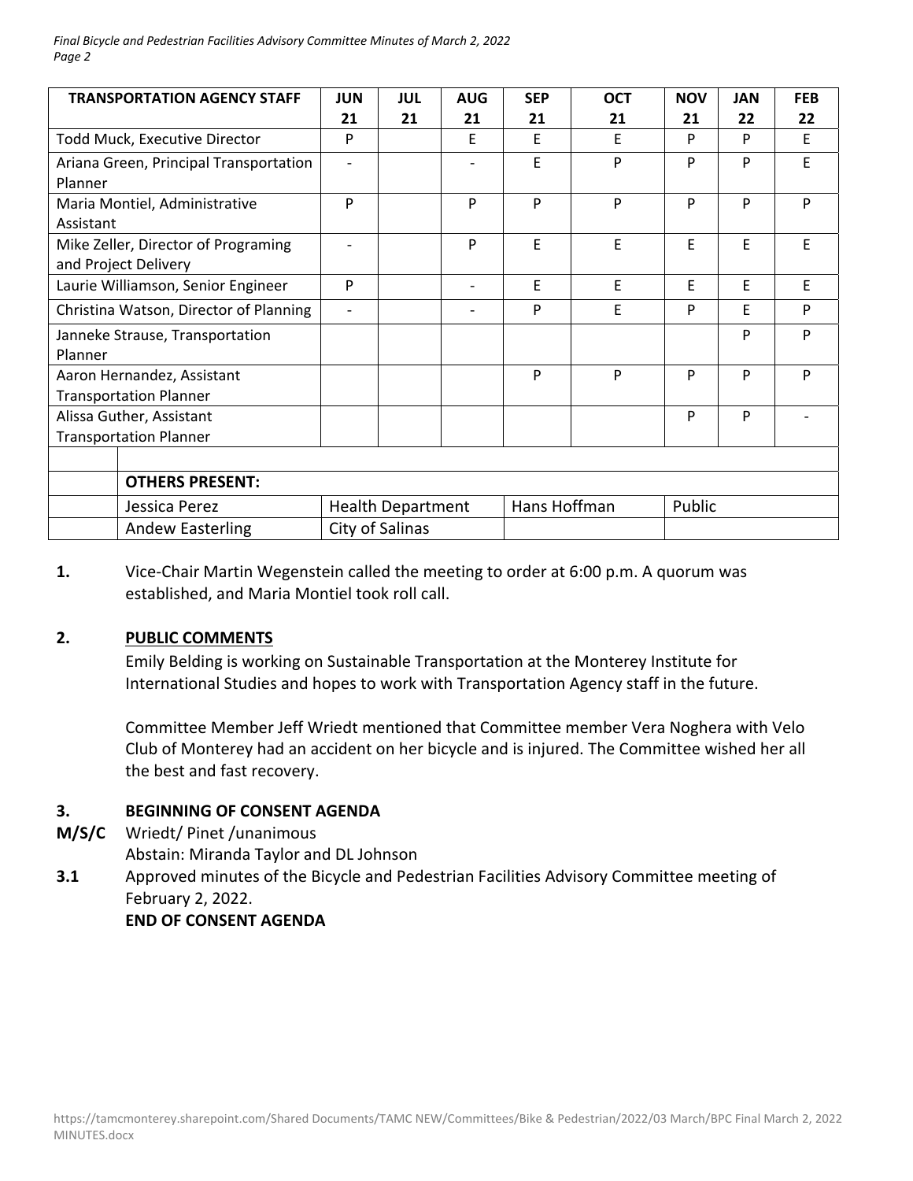| TRANSPORTATION AGENCY STAFF | JUN 21 | JUL 21 | AUG 21 | SEP 21 | OCT 21 | NOV 21 | JAN 22 | FEB 22 |
|---|---|---|---|---|---|---|---|---|
| Todd Muck, Executive Director | P | | E | E | E | P | P | E |
| Ariana Green, Principal Transportation Planner | - | | - | E | P | P | P | E |
| Maria Montiel, Administrative Assistant | P | | P | P | P | P | P | P |
| Mike Zeller, Director of Programing and Project Delivery | - | | P | E | E | E | E | E |
| Laurie Williamson, Senior Engineer | P | | - | E | E | E | E | E |
| Christina Watson, Director of Planning | - | | - | P | E | P | E | P |
| Janneke Strause, Transportation Planner | | | | | | | P | P |
| Aaron Hernandez, Assistant Transportation Planner | | | | P | P | P | P | P |
| Alissa Guther, Assistant Transportation Planner | | | | | | P | P | - |

| | OTHERS PRESENT: | | | |
|---|---|---|---|---|
| | Jessica Perez | Health Department | Hans Hoffman | Public |
| | Andew Easterling | City of Salinas | | |

**1.** Vice-Chair Martin Wegenstein called the meeting to order at 6:00 p.m. A quorum was established, and Maria Montiel took roll call.

**2. PUBLIC COMMENTS**

Emily Belding is working on Sustainable Transportation at the Monterey Institute for International Studies and hopes to work with Transportation Agency staff in the future.

Committee Member Jeff Wriedt mentioned that Committee member Vera Noghera with Velo Club of Monterey had an accident on her bicycle and is injured. The Committee wished her all the best and fast recovery.

**3. BEGINNING OF CONSENT AGENDA**

**M/S/C** Wriedt/ Pinet /unanimous
Abstain: Miranda Taylor and DL Johnson

**3.1** Approved minutes of the Bicycle and Pedestrian Facilities Advisory Committee meeting of February 2, 2022.

**END OF CONSENT AGENDA**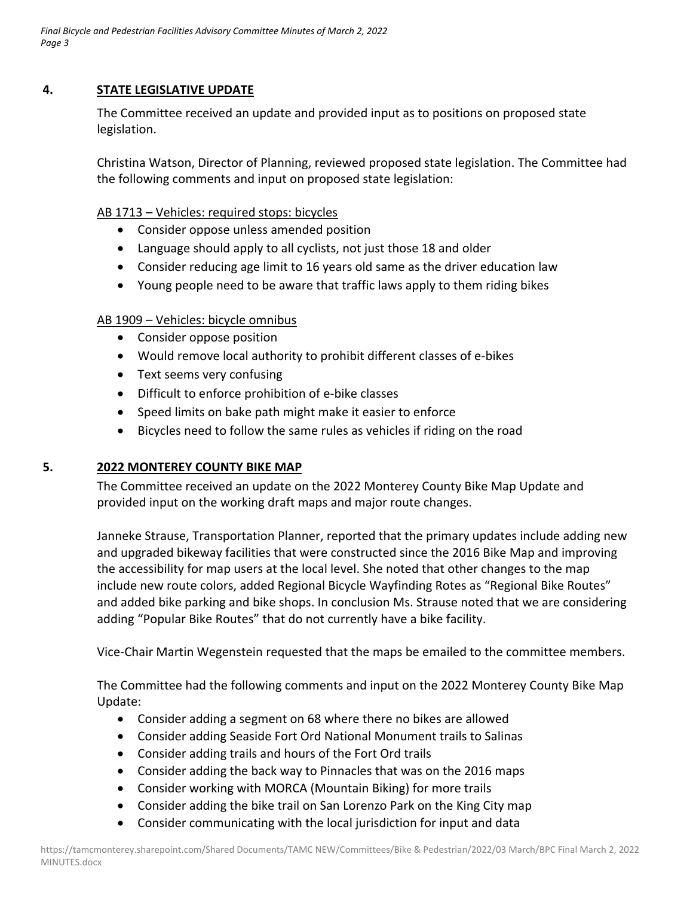## 4. **STATE LEGISLATIVE UPDATE**

The Committee received an update and provided input as to positions on proposed state legislation.

Christina Watson, Director of Planning, reviewed proposed state legislation. The Committee had the following comments and input on proposed state legislation:

AB 1713 – Vehicles: required stops: bicycles

- Consider oppose unless amended position
- Language should apply to all cyclists, not just those 18 and older
- Consider reducing age limit to 16 years old same as the driver education law
- Young people need to be aware that traffic laws apply to them riding bikes

AB 1909 – Vehicles: bicycle omnibus

- Consider oppose position
- Would remove local authority to prohibit different classes of e-bikes
- Text seems very confusing
- Difficult to enforce prohibition of e-bike classes
- Speed limits on bake path might make it easier to enforce
- Bicycles need to follow the same rules as vehicles if riding on the road

## 5. **2022 MONTEREY COUNTY BIKE MAP**

The Committee received an update on the 2022 Monterey County Bike Map Update and provided input on the working draft maps and major route changes.

Janneke Strause, Transportation Planner, reported that the primary updates include adding new and upgraded bikeway facilities that were constructed since the 2016 Bike Map and improving the accessibility for map users at the local level. She noted that other changes to the map include new route colors, added Regional Bicycle Wayfinding Rotes as "Regional Bike Routes" and added bike parking and bike shops. In conclusion Ms. Strause noted that we are considering adding "Popular Bike Routes" that do not currently have a bike facility.

Vice-Chair Martin Wegenstein requested that the maps be emailed to the committee members.

The Committee had the following comments and input on the 2022 Monterey County Bike Map Update:

- Consider adding a segment on 68 where there no bikes are allowed
- Consider adding Seaside Fort Ord National Monument trails to Salinas
- Consider adding trails and hours of the Fort Ord trails
- Consider adding the back way to Pinnacles that was on the 2016 maps
- Consider working with MORCA (Mountain Biking) for more trails
- Consider adding the bike trail on San Lorenzo Park on the King City map
- Consider communicating with the local jurisdiction for input and data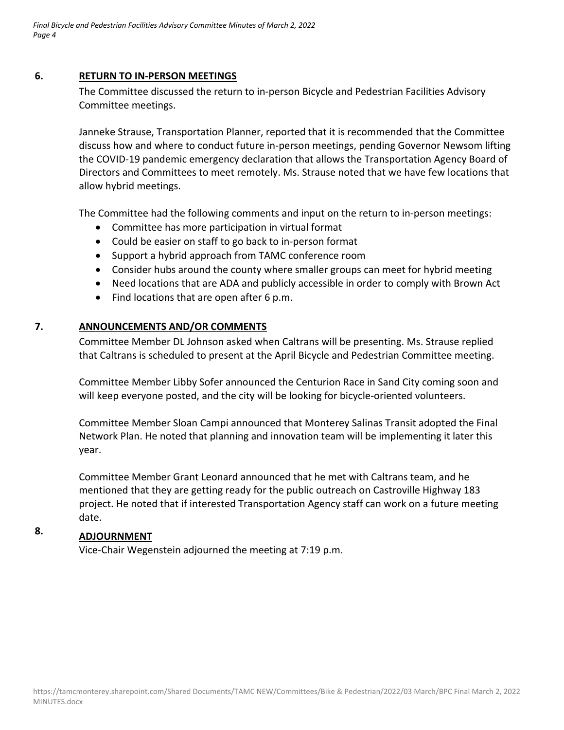## 6. RETURN TO IN-PERSON MEETINGS

The Committee discussed the return to in-person Bicycle and Pedestrian Facilities Advisory Committee meetings.

Janneke Strause, Transportation Planner, reported that it is recommended that the Committee discuss how and where to conduct future in-person meetings, pending Governor Newsom lifting the COVID-19 pandemic emergency declaration that allows the Transportation Agency Board of Directors and Committees to meet remotely. Ms. Strause noted that we have few locations that allow hybrid meetings.

The Committee had the following comments and input on the return to in-person meetings:

- Committee has more participation in virtual format
- Could be easier on staff to go back to in-person format
- Support a hybrid approach from TAMC conference room
- Consider hubs around the county where smaller groups can meet for hybrid meeting
- Need locations that are ADA and publicly accessible in order to comply with Brown Act
- Find locations that are open after 6 p.m.

## 7. ANNOUNCEMENTS AND/OR COMMENTS

Committee Member DL Johnson asked when Caltrans will be presenting. Ms. Strause replied that Caltrans is scheduled to present at the April Bicycle and Pedestrian Committee meeting.

Committee Member Libby Sofer announced the Centurion Race in Sand City coming soon and will keep everyone posted, and the city will be looking for bicycle-oriented volunteers.

Committee Member Sloan Campi announced that Monterey Salinas Transit adopted the Final Network Plan. He noted that planning and innovation team will be implementing it later this year.

Committee Member Grant Leonard announced that he met with Caltrans team, and he mentioned that they are getting ready for the public outreach on Castroville Highway 183 project. He noted that if interested Transportation Agency staff can work on a future meeting date.

## 8. ADJOURNMENT

Vice-Chair Wegenstein adjourned the meeting at 7:19 p.m.